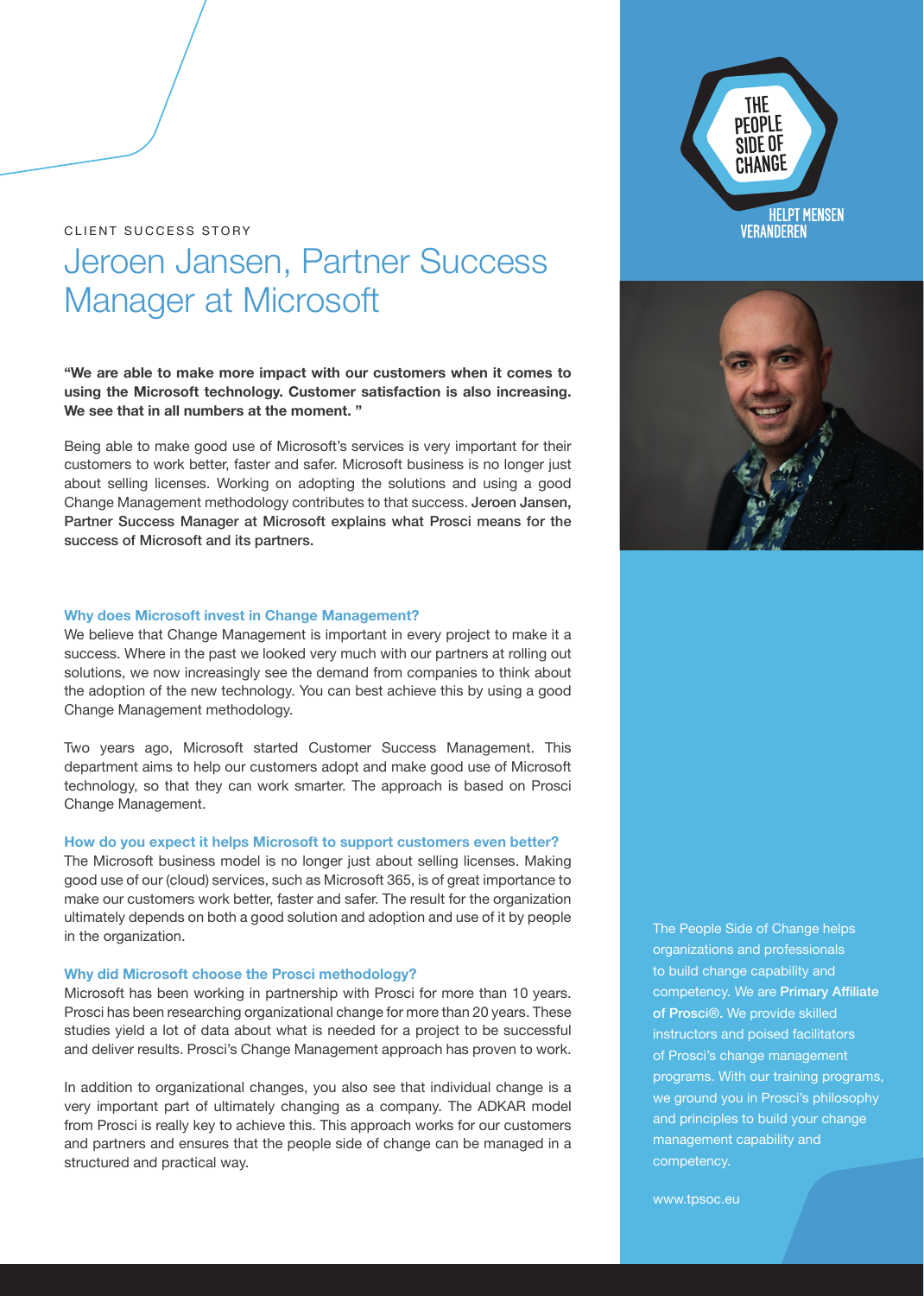CLIENT SUCCESS STORY

# Jeroen Jansen, Partner Success Manager at Microsoft

**"We are able to make more impact with our customers when it comes to using the Microsoft technology. Customer satisfaction is also increasing. We see that in all numbers at the moment. "**

Being able to make good use of Microsoft's services is very important for their customers to work better, faster and safer. Microsoft business is no longer just about selling licenses. Working on adopting the solutions and using a good Change Management methodology contributes to that success. **Jeroen Jansen, Partner Success Manager at Microsoft explains what Prosci means for the success of Microsoft and its partners.**

### Why does Microsoft invest in Change Management?

We believe that Change Management is important in every project to make it a success. Where in the past we looked very much with our partners at rolling out solutions, we now increasingly see the demand from companies to think about the adoption of the new technology. You can best achieve this by using a good Change Management methodology.

Two years ago, Microsoft started Customer Success Management. This department aims to help our customers adopt and make good use of Microsoft technology, so that they can work smarter. The approach is based on Prosci Change Management.

### How do you expect it helps Microsoft to support customers even better?

The Microsoft business model is no longer just about selling licenses. Making good use of our (cloud) services, such as Microsoft 365, is of great importance to make our customers work better, faster and safer. The result for the organization ultimately depends on both a good solution and adoption and use of it by people in the organization.

### Why did Microsoft choose the Prosci methodology?

Microsoft has been working in partnership with Prosci for more than 10 years. Prosci has been researching organizational change for more than 20 years. These studies yield a lot of data about what is needed for a project to be successful and deliver results. Prosci's Change Management approach has proven to work.

In addition to organizational changes, you also see that individual change is a very important part of ultimately changing as a company. The ADKAR model from Prosci is really key to achieve this. This approach works for our customers and partners and ensures that the people side of change can be managed in a structured and practical way.

THE PEOPLE SIDE OF CHANGE

HELPT MENSEN VERANDEREN

The People Side of Change helps organizations and professionals to build change capability and competency. We are **Primary Affiliate of Prosci®**. We provide skilled instructors and poised facilitators of Prosci's change management programs. With our training programs, we ground you in Prosci's philosophy and principles to build your change management capability and competency.

www.tpsoc.eu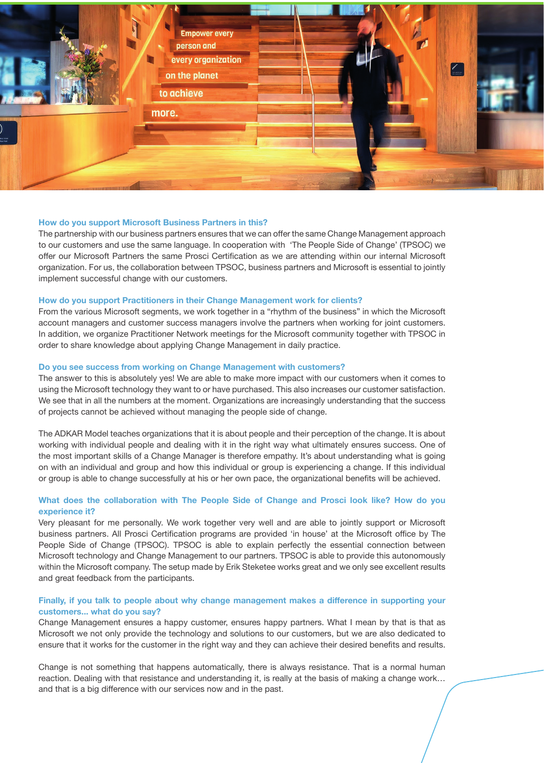### How do you support Microsoft Business Partners in this?

The partnership with our business partners ensures that we can offer the same Change Management approach to our customers and use the same language. In cooperation with 'The People Side of Change' (TPSOC) we offer our Microsoft Partners the same Prosci Certification as we are attending within our internal Microsoft organization. For us, the collaboration between TPSOC, business partners and Microsoft is essential to jointly implement successful change with our customers.

### How do you support Practitioners in their Change Management work for clients?

From the various Microsoft segments, we work together in a "rhythm of the business" in which the Microsoft account managers and customer success managers involve the partners when working for joint customers. In addition, we organize Practitioner Network meetings for the Microsoft community together with TPSOC in order to share knowledge about applying Change Management in daily practice.

### Do you see success from working on Change Management with customers?

The answer to this is absolutely yes! We are able to make more impact with our customers when it comes to using the Microsoft technology they want to or have purchased. This also increases our customer satisfaction. We see that in all the numbers at the moment. Organizations are increasingly understanding that the success of projects cannot be achieved without managing the people side of change.

The ADKAR Model teaches organizations that it is about people and their perception of the change. It is about working with individual people and dealing with it in the right way what ultimately ensures success. One of the most important skills of a Change Manager is therefore empathy. It's about understanding what is going on with an individual and group and how this individual or group is experiencing a change. If this individual or group is able to change successfully at his or her own pace, the organizational benefits will be achieved.

### What does the collaboration with The People Side of Change and Prosci look like? How do you experience it?

Very pleasant for me personally. We work together very well and are able to jointly support or Microsoft business partners. All Prosci Certification programs are provided 'in house' at the Microsoft office by The People Side of Change (TPSOC). TPSOC is able to explain perfectly the essential connection between Microsoft technology and Change Management to our partners. TPSOC is able to provide this autonomously within the Microsoft company. The setup made by Erik Steketee works great and we only see excellent results and great feedback from the participants.

### Finally, if you talk to people about why change management makes a difference in supporting your customers... what do you say?

Change Management ensures a happy customer, ensures happy partners. What I mean by that is that as Microsoft we not only provide the technology and solutions to our customers, but we are also dedicated to ensure that it works for the customer in the right way and they can achieve their desired benefits and results.

Change is not something that happens automatically, there is always resistance. That is a normal human reaction. Dealing with that resistance and understanding it, is really at the basis of making a change work… and that is a big difference with our services now and in the past.